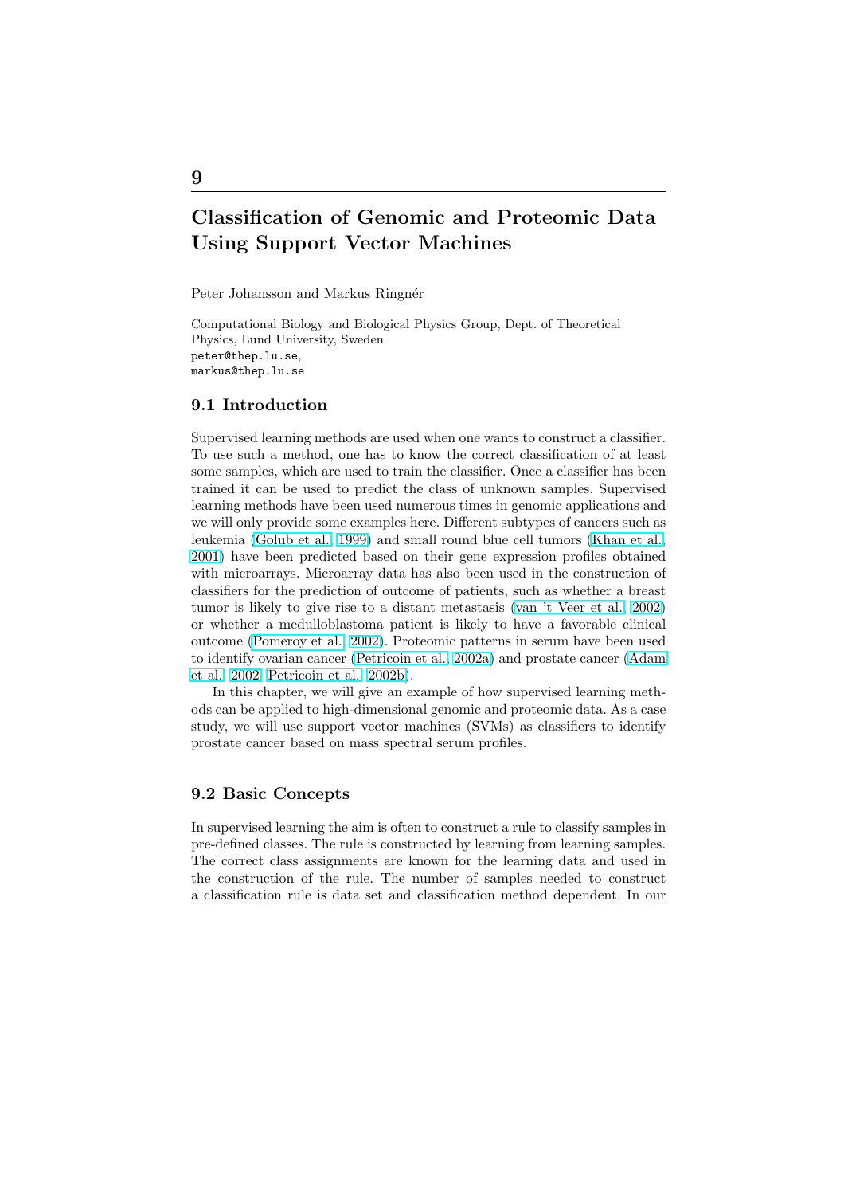# 9

# Classification of Genomic and Proteomic Data Using Support Vector Machines

Peter Johansson and Markus Ringnér

Computational Biology and Biological Physics Group, Dept. of Theoretical Physics, Lund University, Sweden
peter@thep.lu.se,
markus@thep.lu.se

## 9.1 Introduction

Supervised learning methods are used when one wants to construct a classifier. To use such a method, one has to know the correct classification of at least some samples, which are used to train the classifier. Once a classifier has been trained it can be used to predict the class of unknown samples. Supervised learning methods have been used numerous times in genomic applications and we will only provide some examples here. Different subtypes of cancers such as leukemia (Golub et al., 1999) and small round blue cell tumors (Khan et al., 2001) have been predicted based on their gene expression profiles obtained with microarrays. Microarray data has also been used in the construction of classifiers for the prediction of outcome of patients, such as whether a breast tumor is likely to give rise to a distant metastasis (van 't Veer et al., 2002) or whether a medulloblastoma patient is likely to have a favorable clinical outcome (Pomeroy et al., 2002). Proteomic patterns in serum have been used to identify ovarian cancer (Petricoin et al., 2002a) and prostate cancer (Adam et al., 2002; Petricoin et al., 2002b).

In this chapter, we will give an example of how supervised learning methods can be applied to high-dimensional genomic and proteomic data. As a case study, we will use support vector machines (SVMs) as classifiers to identify prostate cancer based on mass spectral serum profiles.

## 9.2 Basic Concepts

In supervised learning the aim is often to construct a rule to classify samples in pre-defined classes. The rule is constructed by learning from learning samples. The correct class assignments are known for the learning data and used in the construction of the rule. The number of samples needed to construct a classification rule is data set and classification method dependent. In our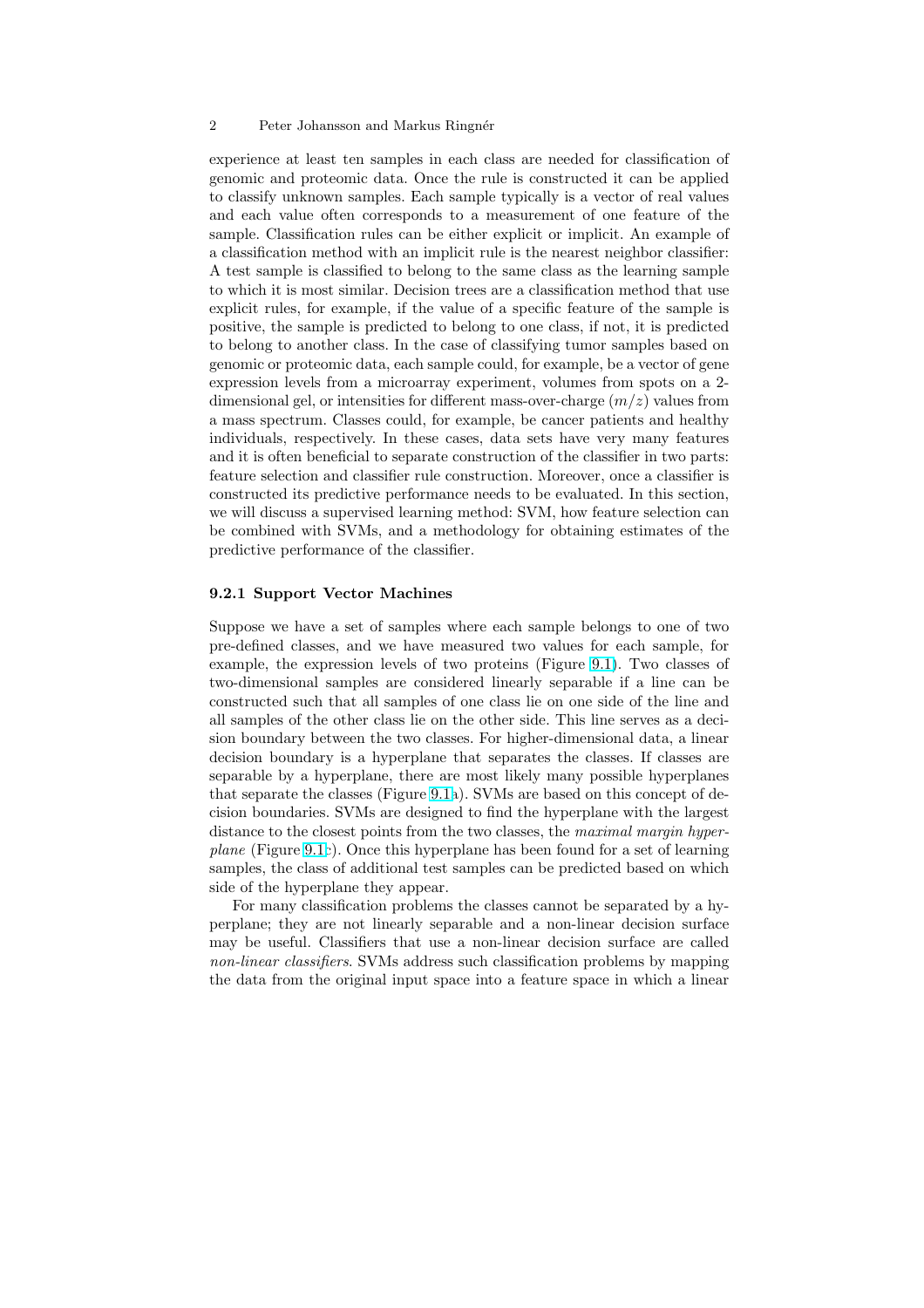experience at least ten samples in each class are needed for classification of genomic and proteomic data. Once the rule is constructed it can be applied to classify unknown samples. Each sample typically is a vector of real values and each value often corresponds to a measurement of one feature of the sample. Classification rules can be either explicit or implicit. An example of a classification method with an implicit rule is the nearest neighbor classifier: A test sample is classified to belong to the same class as the learning sample to which it is most similar. Decision trees are a classification method that use explicit rules, for example, if the value of a specific feature of the sample is positive, the sample is predicted to belong to one class, if not, it is predicted to belong to another class. In the case of classifying tumor samples based on genomic or proteomic data, each sample could, for example, be a vector of gene expression levels from a microarray experiment, volumes from spots on a 2-dimensional gel, or intensities for different mass-over-charge ($m/z$) values from a mass spectrum. Classes could, for example, be cancer patients and healthy individuals, respectively. In these cases, data sets have very many features and it is often beneficial to separate construction of the classifier in two parts: feature selection and classifier rule construction. Moreover, once a classifier is constructed its predictive performance needs to be evaluated. In this section, we will discuss a supervised learning method: SVM, how feature selection can be combined with SVMs, and a methodology for obtaining estimates of the predictive performance of the classifier.

### 9.2.1 Support Vector Machines

Suppose we have a set of samples where each sample belongs to one of two pre-defined classes, and we have measured two values for each sample, for example, the expression levels of two proteins (Figure 9.1). Two classes of two-dimensional samples are considered linearly separable if a line can be constructed such that all samples of one class lie on one side of the line and all samples of the other class lie on the other side. This line serves as a decision boundary between the two classes. For higher-dimensional data, a linear decision boundary is a hyperplane that separates the classes. If classes are separable by a hyperplane, there are most likely many possible hyperplanes that separate the classes (Figure 9.1a). SVMs are based on this concept of decision boundaries. SVMs are designed to find the hyperplane with the largest distance to the closest points from the two classes, the *maximal margin hyperplane* (Figure 9.1c). Once this hyperplane has been found for a set of learning samples, the class of additional test samples can be predicted based on which side of the hyperplane they appear.

For many classification problems the classes cannot be separated by a hyperplane; they are not linearly separable and a non-linear decision surface may be useful. Classifiers that use a non-linear decision surface are called *non-linear classifiers*. SVMs address such classification problems by mapping the data from the original input space into a feature space in which a linear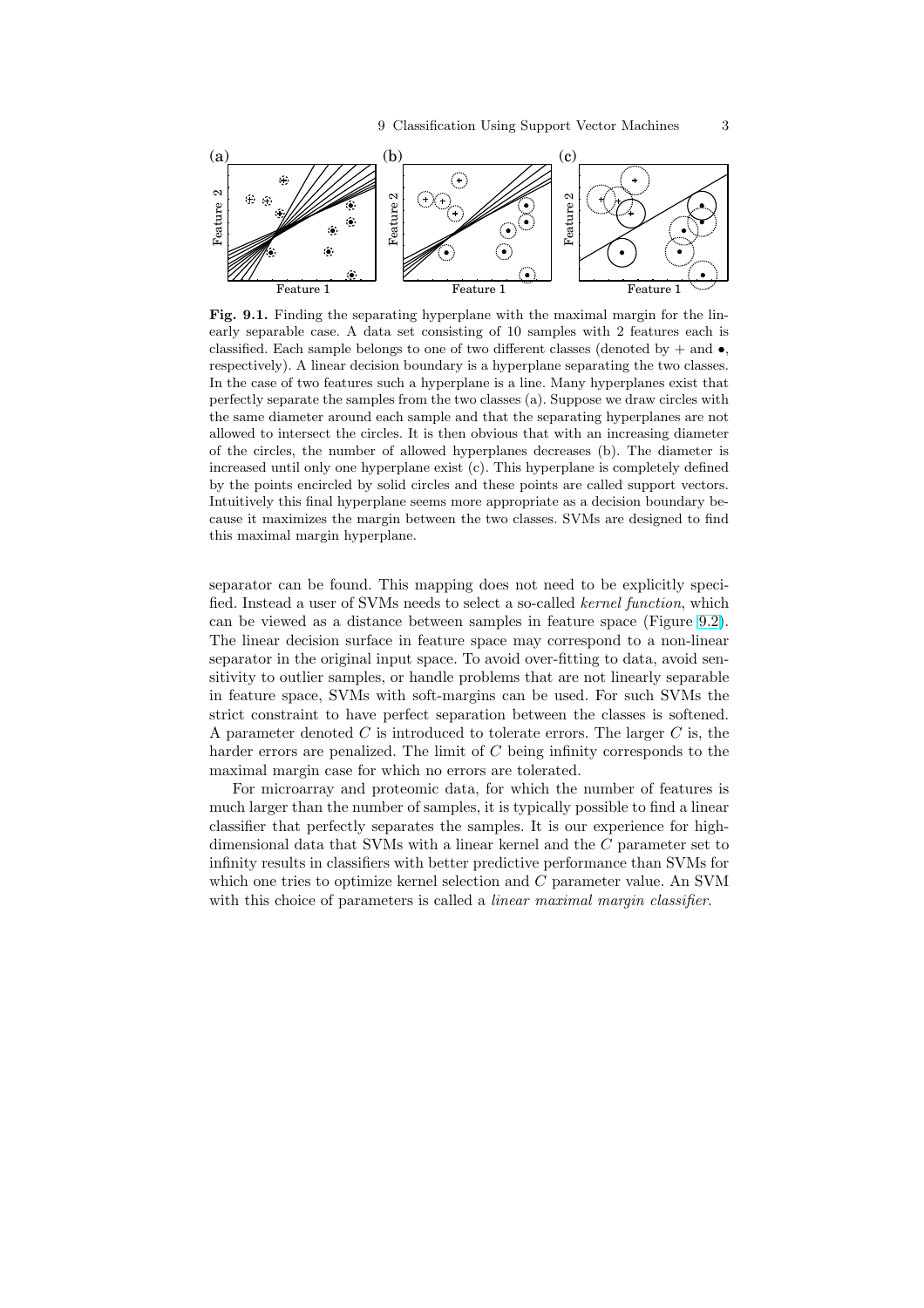**Fig. 9.1.** Finding the separating hyperplane with the maximal margin for the linearly separable case. A data set consisting of 10 samples with 2 features each is classified. Each sample belongs to one of two different classes (denoted by + and •, respectively). A linear decision boundary is a hyperplane separating the two classes. In the case of two features such a hyperplane is a line. Many hyperplanes exist that perfectly separate the samples from the two classes (a). Suppose we draw circles with the same diameter around each sample and that the separating hyperplanes are not allowed to intersect the circles. It is then obvious that with an increasing diameter of the circles, the number of allowed hyperplanes decreases (b). The diameter is increased until only one hyperplane exist (c). This hyperplane is completely defined by the points encircled by solid circles and these points are called support vectors. Intuitively this final hyperplane seems more appropriate as a decision boundary because it maximizes the margin between the two classes. SVMs are designed to find this maximal margin hyperplane.

separator can be found. This mapping does not need to be explicitly specified. Instead a user of SVMs needs to select a so-called *kernel function*, which can be viewed as a distance between samples in feature space (Figure 9.2). The linear decision surface in feature space may correspond to a non-linear separator in the original input space. To avoid over-fitting to data, avoid sensitivity to outlier samples, or handle problems that are not linearly separable in feature space, SVMs with soft-margins can be used. For such SVMs the strict constraint to have perfect separation between the classes is softened. A parameter denoted $C$ is introduced to tolerate errors. The larger $C$ is, the harder errors are penalized. The limit of $C$ being infinity corresponds to the maximal margin case for which no errors are tolerated.

For microarray and proteomic data, for which the number of features is much larger than the number of samples, it is typically possible to find a linear classifier that perfectly separates the samples. It is our experience for high-dimensional data that SVMs with a linear kernel and the $C$ parameter set to infinity results in classifiers with better predictive performance than SVMs for which one tries to optimize kernel selection and $C$ parameter value. An SVM with this choice of parameters is called a *linear maximal margin classifier*.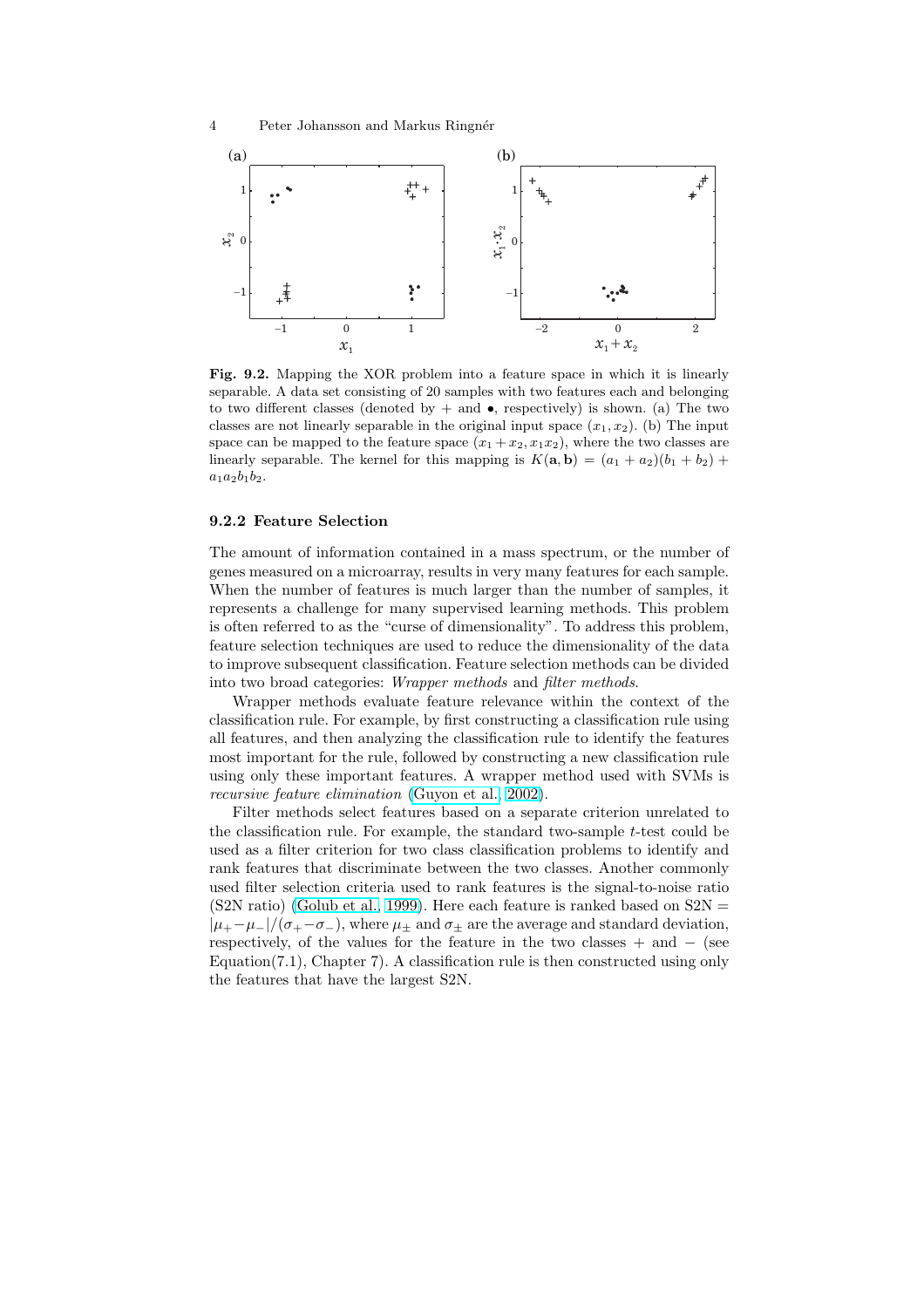**Fig. 9.2.** Mapping the XOR problem into a feature space in which it is linearly separable. A data set consisting of 20 samples with two features each and belonging to two different classes (denoted by + and •, respectively) is shown. (a) The two classes are not linearly separable in the original input space $(x_1, x_2)$. (b) The input space can be mapped to the feature space $(x_1 + x_2, x_1 x_2)$, where the two classes are linearly separable. The kernel for this mapping is $K(\mathbf{a}, \mathbf{b}) = (a_1 + a_2)(b_1 + b_2) + a_1 a_2 b_1 b_2$.

### 9.2.2 Feature Selection

The amount of information contained in a mass spectrum, or the number of genes measured on a microarray, results in very many features for each sample. When the number of features is much larger than the number of samples, it represents a challenge for many supervised learning methods. This problem is often referred to as the "curse of dimensionality". To address this problem, feature selection techniques are used to reduce the dimensionality of the data to improve subsequent classification. Feature selection methods can be divided into two broad categories: *Wrapper methods* and *filter methods*.

Wrapper methods evaluate feature relevance within the context of the classification rule. For example, by first constructing a classification rule using all features, and then analyzing the classification rule to identify the features most important for the rule, followed by constructing a new classification rule using only these important features. A wrapper method used with SVMs is *recursive feature elimination* (Guyon et al. 2002).

Filter methods select features based on a separate criterion unrelated to the classification rule. For example, the standard two-sample $t$-test could be used as a filter criterion for two class classification problems to identify and rank features that discriminate between the two classes. Another commonly used filter selection criteria used to rank features is the signal-to-noise ratio (S2N ratio) (Golub et al. 1999). Here each feature is ranked based on S2N = $|\mu_+ - \mu_-|/(\sigma_+ - \sigma_-)$, where $\mu_\pm$ and $\sigma_\pm$ are the average and standard deviation, respectively, of the values for the feature in the two classes + and − (see Equation(7.1), Chapter 7). A classification rule is then constructed using only the features that have the largest S2N.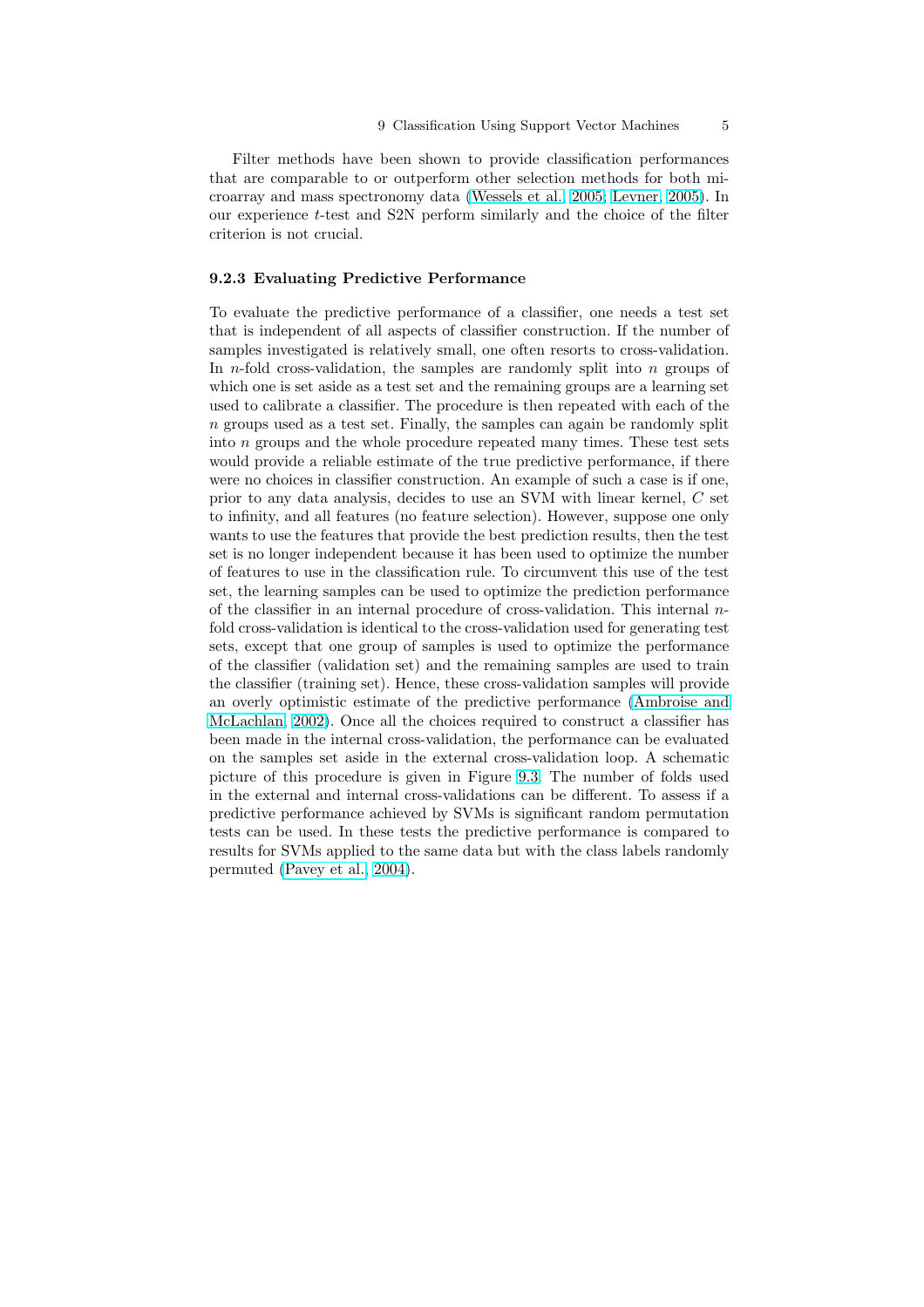Filter methods have been shown to provide classification performances that are comparable to or outperform other selection methods for both microarray and mass spectronomy data (Wessels et al., 2005; Levner, 2005). In our experience $t$-test and S2N perform similarly and the choice of the filter criterion is not crucial.

### 9.2.3 Evaluating Predictive Performance

To evaluate the predictive performance of a classifier, one needs a test set that is independent of all aspects of classifier construction. If the number of samples investigated is relatively small, one often resorts to cross-validation. In $n$-fold cross-validation, the samples are randomly split into $n$ groups of which one is set aside as a test set and the remaining groups are a learning set used to calibrate a classifier. The procedure is then repeated with each of the $n$ groups used as a test set. Finally, the samples can again be randomly split into $n$ groups and the whole procedure repeated many times. These test sets would provide a reliable estimate of the true predictive performance, if there were no choices in classifier construction. An example of such a case is if one, prior to any data analysis, decides to use an SVM with linear kernel, $C$ set to infinity, and all features (no feature selection). However, suppose one only wants to use the features that provide the best prediction results, then the test set is no longer independent because it has been used to optimize the number of features to use in the classification rule. To circumvent this use of the test set, the learning samples can be used to optimize the prediction performance of the classifier in an internal procedure of cross-validation. This internal $n$-fold cross-validation is identical to the cross-validation used for generating test sets, except that one group of samples is used to optimize the performance of the classifier (validation set) and the remaining samples are used to train the classifier (training set). Hence, these cross-validation samples will provide an overly optimistic estimate of the predictive performance (Ambroise and McLachlan, 2002). Once all the choices required to construct a classifier has been made in the internal cross-validation, the performance can be evaluated on the samples set aside in the external cross-validation loop. A schematic picture of this procedure is given in Figure 9.3. The number of folds used in the external and internal cross-validations can be different. To assess if a predictive performance achieved by SVMs is significant random permutation tests can be used. In these tests the predictive performance is compared to results for SVMs applied to the same data but with the class labels randomly permuted (Pavey et al., 2004).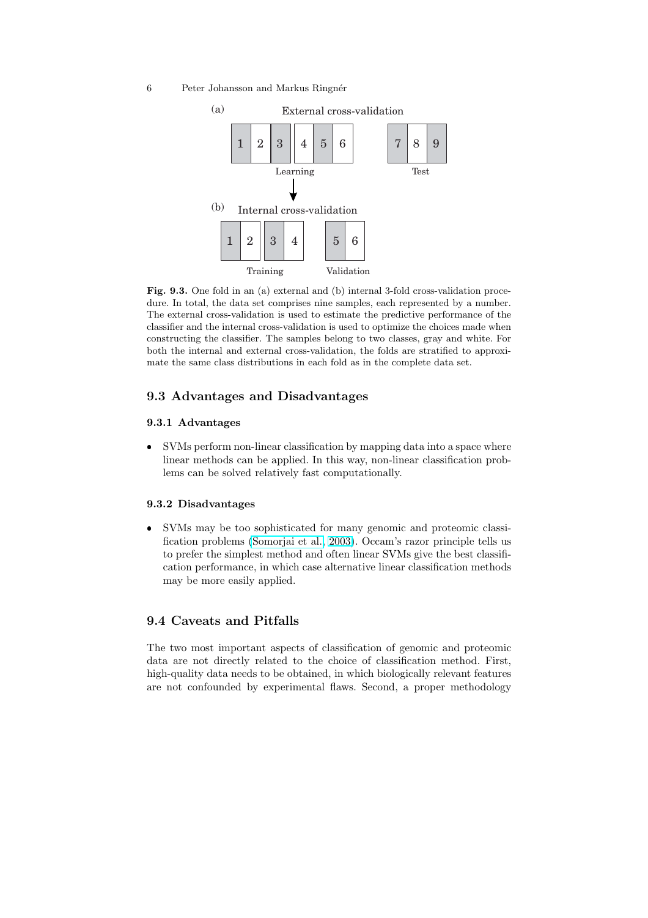(a) External cross-validation

| 1 | 2 | 3 | 4 | 5 | 6 | | 7 | 8 | 9 |
|---|---|---|---|---|---|---|---|---|---|

Learning — Test

(b) Internal cross-validation

| 1 | 2 | 3 | 4 | | 5 | 6 |
|---|---|---|---|---|---|---|

Training — Validation

**Fig. 9.3.** One fold in an (a) external and (b) internal 3-fold cross-validation procedure. In total, the data set comprises nine samples, each represented by a number. The external cross-validation is used to estimate the predictive performance of the classifier and the internal cross-validation is used to optimize the choices made when constructing the classifier. The samples belong to two classes, gray and white. For both the internal and external cross-validation, the folds are stratified to approximate the same class distributions in each fold as in the complete data set.

## 9.3 Advantages and Disadvantages

### 9.3.1 Advantages

- SVMs perform non-linear classification by mapping data into a space where linear methods can be applied. In this way, non-linear classification problems can be solved relatively fast computationally.

### 9.3.2 Disadvantages

- SVMs may be too sophisticated for many genomic and proteomic classification problems (Somorjai et al., 2003). Occam's razor principle tells us to prefer the simplest method and often linear SVMs give the best classification performance, in which case alternative linear classification methods may be more easily applied.

## 9.4 Caveats and Pitfalls

The two most important aspects of classification of genomic and proteomic data are not directly related to the choice of classification method. First, high-quality data needs to be obtained, in which biologically relevant features are not confounded by experimental flaws. Second, a proper methodology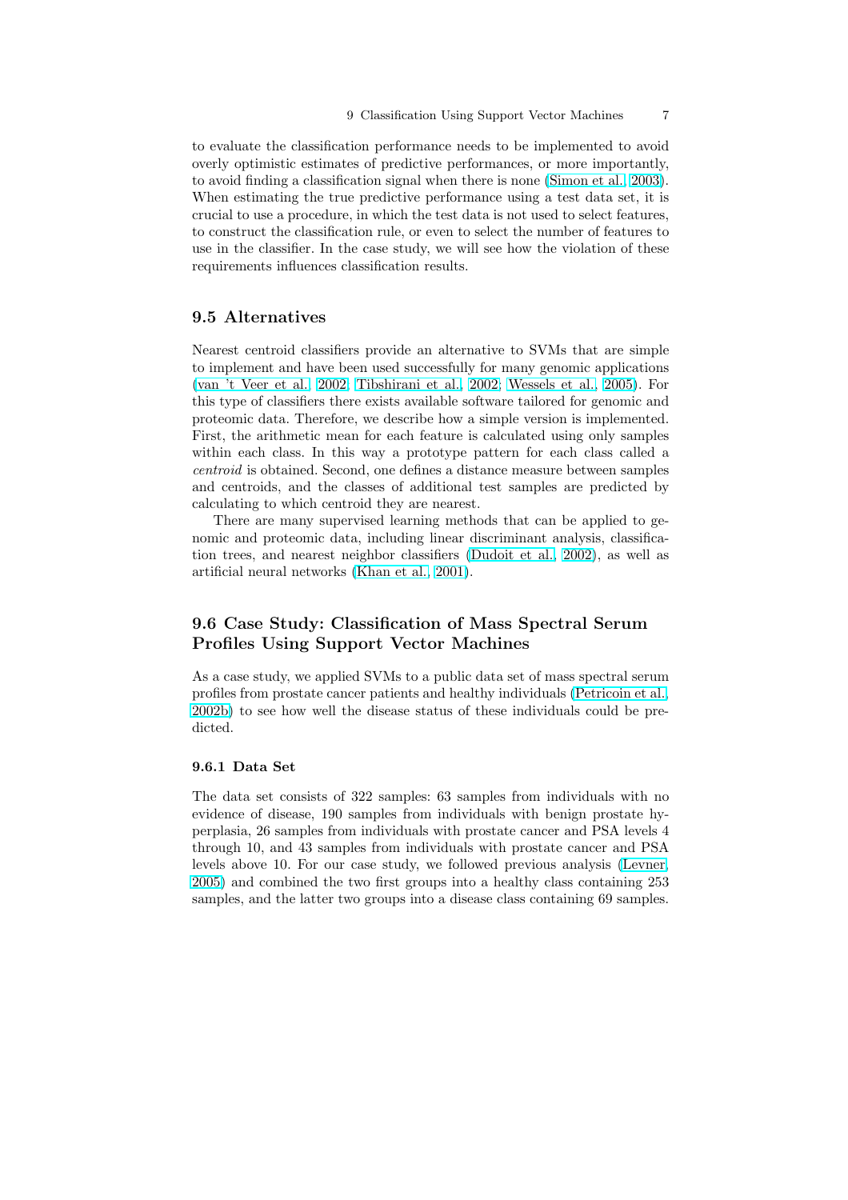to evaluate the classification performance needs to be implemented to avoid overly optimistic estimates of predictive performances, or more importantly, to avoid finding a classification signal when there is none (Simon et al., 2003). When estimating the true predictive performance using a test data set, it is crucial to use a procedure, in which the test data is not used to select features, to construct the classification rule, or even to select the number of features to use in the classifier. In the case study, we will see how the violation of these requirements influences classification results.

## 9.5 Alternatives

Nearest centroid classifiers provide an alternative to SVMs that are simple to implement and have been used successfully for many genomic applications (van 't Veer et al., 2002; Tibshirani et al., 2002; Wessels et al., 2005). For this type of classifiers there exists available software tailored for genomic and proteomic data. Therefore, we describe how a simple version is implemented. First, the arithmetic mean for each feature is calculated using only samples within each class. In this way a prototype pattern for each class called a *centroid* is obtained. Second, one defines a distance measure between samples and centroids, and the classes of additional test samples are predicted by calculating to which centroid they are nearest.

There are many supervised learning methods that can be applied to genomic and proteomic data, including linear discriminant analysis, classification trees, and nearest neighbor classifiers (Dudoit et al., 2002), as well as artificial neural networks (Khan et al., 2001).

## 9.6 Case Study: Classification of Mass Spectral Serum Profiles Using Support Vector Machines

As a case study, we applied SVMs to a public data set of mass spectral serum profiles from prostate cancer patients and healthy individuals (Petricoin et al., 2002b) to see how well the disease status of these individuals could be predicted.

### 9.6.1 Data Set

The data set consists of 322 samples: 63 samples from individuals with no evidence of disease, 190 samples from individuals with benign prostate hyperplasia, 26 samples from individuals with prostate cancer and PSA levels 4 through 10, and 43 samples from individuals with prostate cancer and PSA levels above 10. For our case study, we followed previous analysis (Levner, 2005) and combined the two first groups into a healthy class containing 253 samples, and the latter two groups into a disease class containing 69 samples.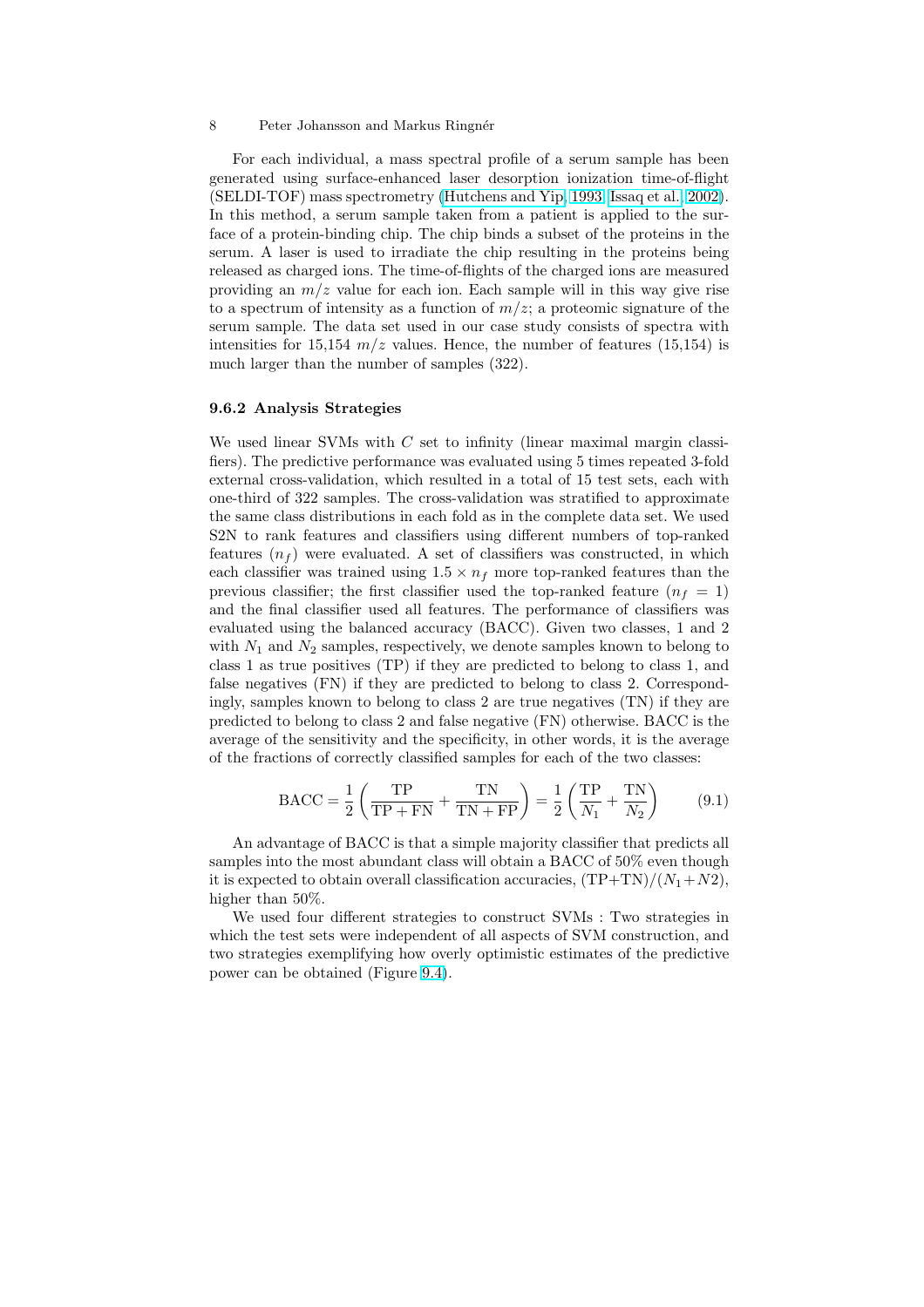For each individual, a mass spectral profile of a serum sample has been generated using surface-enhanced laser desorption ionization time-of-flight (SELDI-TOF) mass spectrometry (Hutchens and Yip, 1993; Issaq et al., 2002). In this method, a serum sample taken from a patient is applied to the surface of a protein-binding chip. The chip binds a subset of the proteins in the serum. A laser is used to irradiate the chip resulting in the proteins being released as charged ions. The time-of-flights of the charged ions are measured providing an $m/z$ value for each ion. Each sample will in this way give rise to a spectrum of intensity as a function of $m/z$; a proteomic signature of the serum sample. The data set used in our case study consists of spectra with intensities for 15,154 $m/z$ values. Hence, the number of features (15,154) is much larger than the number of samples (322).

### 9.6.2 Analysis Strategies

We used linear SVMs with $C$ set to infinity (linear maximal margin classifiers). The predictive performance was evaluated using 5 times repeated 3-fold external cross-validation, which resulted in a total of 15 test sets, each with one-third of 322 samples. The cross-validation was stratified to approximate the same class distributions in each fold as in the complete data set. We used S2N to rank features and classifiers using different numbers of top-ranked features ($n_f$) were evaluated. A set of classifiers was constructed, in which each classifier was trained using $1.5 \times n_f$ more top-ranked features than the previous classifier; the first classifier used the top-ranked feature ($n_f = 1$) and the final classifier used all features. The performance of classifiers was evaluated using the balanced accuracy (BACC). Given two classes, 1 and 2 with $N_1$ and $N_2$ samples, respectively, we denote samples known to belong to class 1 as true positives (TP) if they are predicted to belong to class 1, and false negatives (FN) if they are predicted to belong to class 2. Correspondingly, samples known to belong to class 2 are true negatives (TN) if they are predicted to belong to class 2 and false negative (FN) otherwise. BACC is the average of the sensitivity and the specificity, in other words, it is the average of the fractions of correctly classified samples for each of the two classes:

$$\text{BACC} = \frac{1}{2}\left(\frac{\text{TP}}{\text{TP}+\text{FN}} + \frac{\text{TN}}{\text{TN}+\text{FP}}\right) = \frac{1}{2}\left(\frac{\text{TP}}{N_1} + \frac{\text{TN}}{N_2}\right) \tag{9.1}$$

An advantage of BACC is that a simple majority classifier that predicts all samples into the most abundant class will obtain a BACC of 50% even though it is expected to obtain overall classification accuracies, $(\text{TP}+\text{TN})/(N_1+N2)$, higher than 50%.

We used four different strategies to construct SVMs : Two strategies in which the test sets were independent of all aspects of SVM construction, and two strategies exemplifying how overly optimistic estimates of the predictive power can be obtained (Figure 9.4).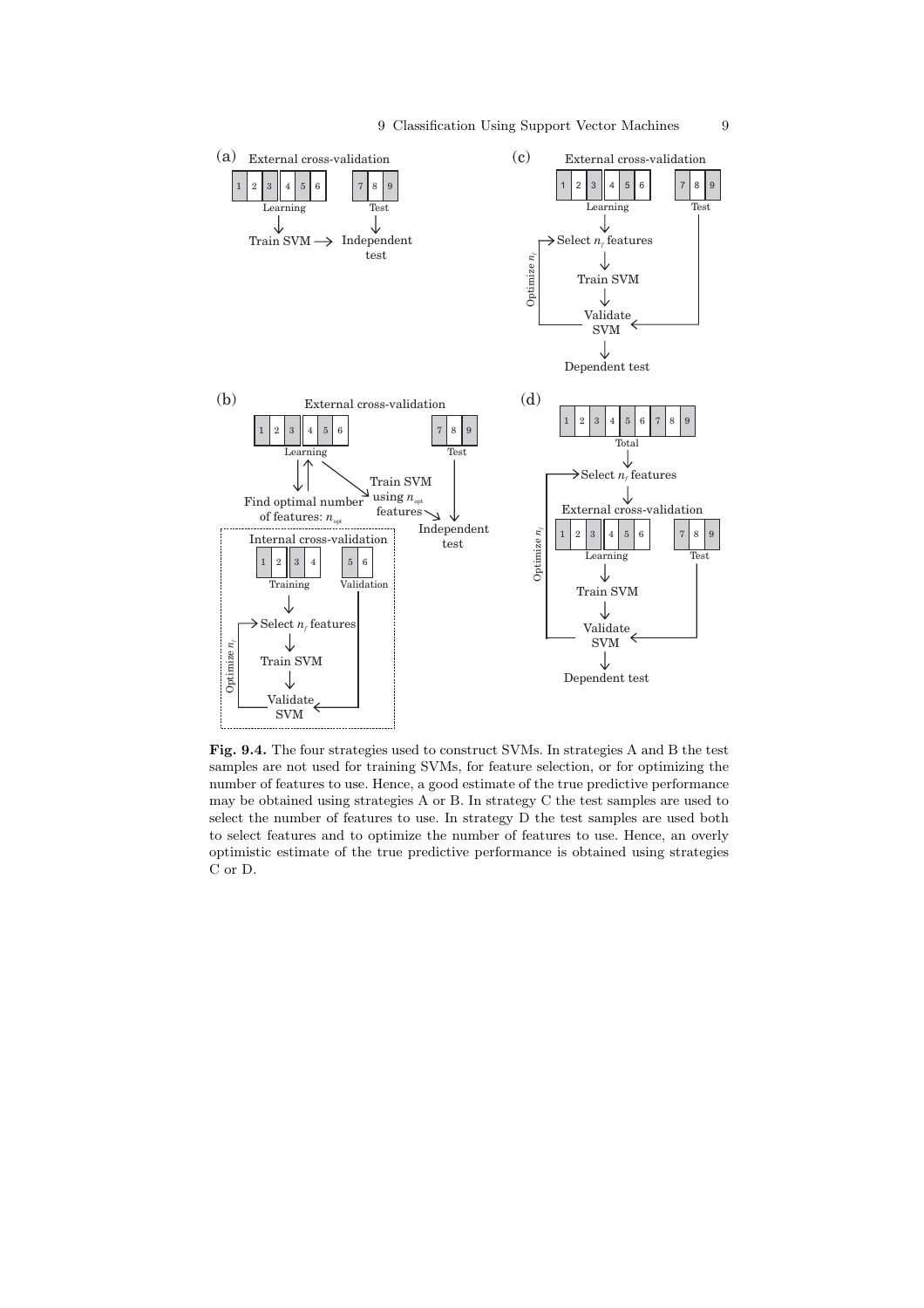**Fig. 9.4.** The four strategies used to construct SVMs. In strategies A and B the test samples are not used for training SVMs, for feature selection, or for optimizing the number of features to use. Hence, a good estimate of the true predictive performance may be obtained using strategies A or B. In strategy C the test samples are used to select the number of features to use. In strategy D the test samples are used both to select features and to optimize the number of features to use. Hence, an overly optimistic estimate of the true predictive performance is obtained using strategies C or D.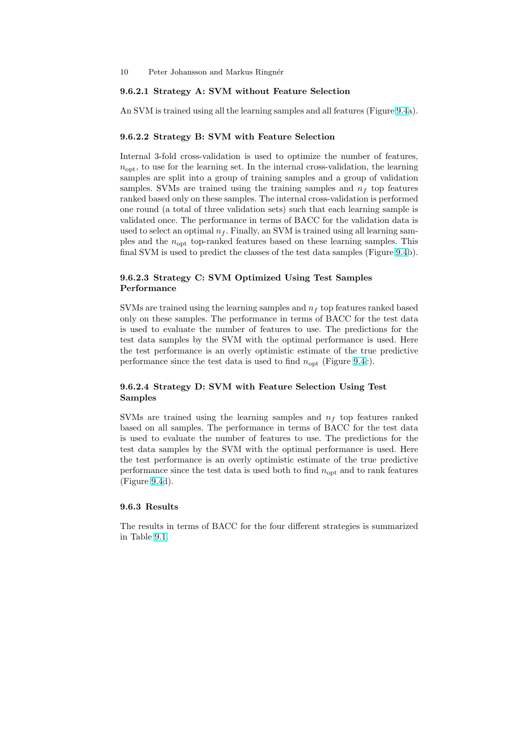#### 9.6.2.1 Strategy A: SVM without Feature Selection

An SVM is trained using all the learning samples and all features (Figure 9.4a).

#### 9.6.2.2 Strategy B: SVM with Feature Selection

Internal 3-fold cross-validation is used to optimize the number of features, $n_{\mathrm{opt}}$, to use for the learning set. In the internal cross-validation, the learning samples are split into a group of training samples and a group of validation samples. SVMs are trained using the training samples and $n_f$ top features ranked based only on these samples. The internal cross-validation is performed one round (a total of three validation sets) such that each learning sample is validated once. The performance in terms of BACC for the validation data is used to select an optimal $n_f$. Finally, an SVM is trained using all learning samples and the $n_{\mathrm{opt}}$ top-ranked features based on these learning samples. This final SVM is used to predict the classes of the test data samples (Figure 9.4b).

#### 9.6.2.3 Strategy C: SVM Optimized Using Test Samples Performance

SVMs are trained using the learning samples and $n_f$ top features ranked based only on these samples. The performance in terms of BACC for the test data is used to evaluate the number of features to use. The predictions for the test data samples by the SVM with the optimal performance is used. Here the test performance is an overly optimistic estimate of the true predictive performance since the test data is used to find $n_{\mathrm{opt}}$ (Figure 9.4c).

#### 9.6.2.4 Strategy D: SVM with Feature Selection Using Test Samples

SVMs are trained using the learning samples and $n_f$ top features ranked based on all samples. The performance in terms of BACC for the test data is used to evaluate the number of features to use. The predictions for the test data samples by the SVM with the optimal performance is used. Here the test performance is an overly optimistic estimate of the true predictive performance since the test data is used both to find $n_{\mathrm{opt}}$ and to rank features (Figure 9.4d).

### 9.6.3 Results

The results in terms of BACC for the four different strategies is summarized in Table 9.1.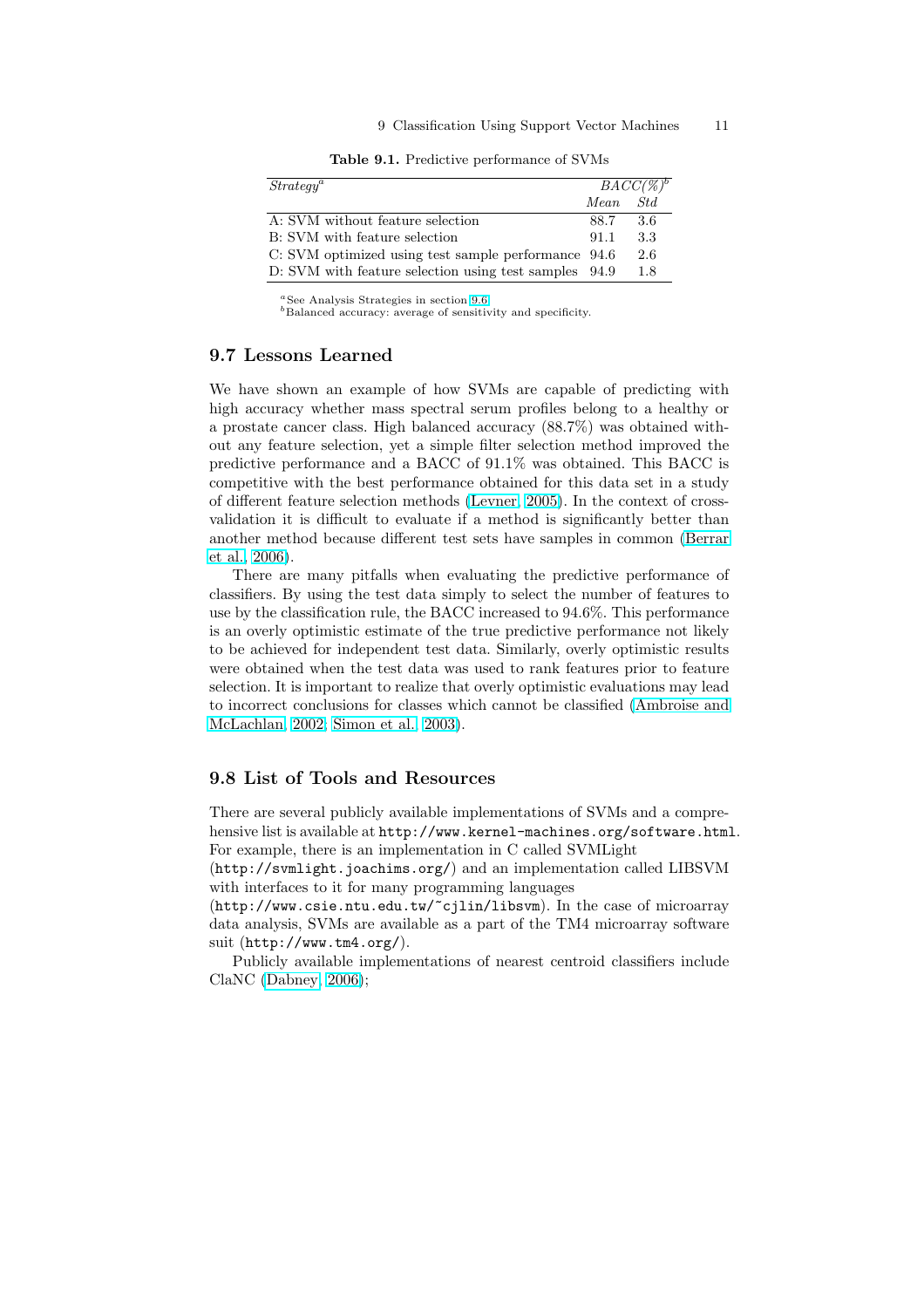**Table 9.1.** Predictive performance of SVMs

| *Strategy*[a] | *BACC(%)*[b] | |
|---|---|---|
| | *Mean* | *Std* |
| A: SVM without feature selection | 88.7 | 3.6 |
| B: SVM with feature selection | 91.1 | 3.3 |
| C: SVM optimized using test sample performance | 94.6 | 2.6 |
| D: SVM with feature selection using test samples | 94.9 | 1.8 |

[a]See Analysis Strategies in section 9.6
[b]Balanced accuracy: average of sensitivity and specificity.

## 9.7 Lessons Learned

We have shown an example of how SVMs are capable of predicting with high accuracy whether mass spectral serum profiles belong to a healthy or a prostate cancer class. High balanced accuracy (88.7%) was obtained without any feature selection, yet a simple filter selection method improved the predictive performance and a BACC of 91.1% was obtained. This BACC is competitive with the best performance obtained for this data set in a study of different feature selection methods (Levner, 2005). In the context of cross-validation it is difficult to evaluate if a method is significantly better than another method because different test sets have samples in common (Berrar et al., 2006).

There are many pitfalls when evaluating the predictive performance of classifiers. By using the test data simply to select the number of features to use by the classification rule, the BACC increased to 94.6%. This performance is an overly optimistic estimate of the true predictive performance not likely to be achieved for independent test data. Similarly, overly optimistic results were obtained when the test data was used to rank features prior to feature selection. It is important to realize that overly optimistic evaluations may lead to incorrect conclusions for classes which cannot be classified (Ambroise and McLachlan, 2002; Simon et al., 2003).

## 9.8 List of Tools and Resources

There are several publicly available implementations of SVMs and a comprehensive list is available at `http://www.kernel-machines.org/software.html`. For example, there is an implementation in C called SVMLight (`http://svmlight.joachims.org/`) and an implementation called LIBSVM with interfaces to it for many programming languages (`http://www.csie.ntu.edu.tw/~cjlin/libsvm`). In the case of microarray data analysis, SVMs are available as a part of the TM4 microarray software suit (`http://www.tm4.org/`).

Publicly available implementations of nearest centroid classifiers include ClaNC (Dabney, 2006);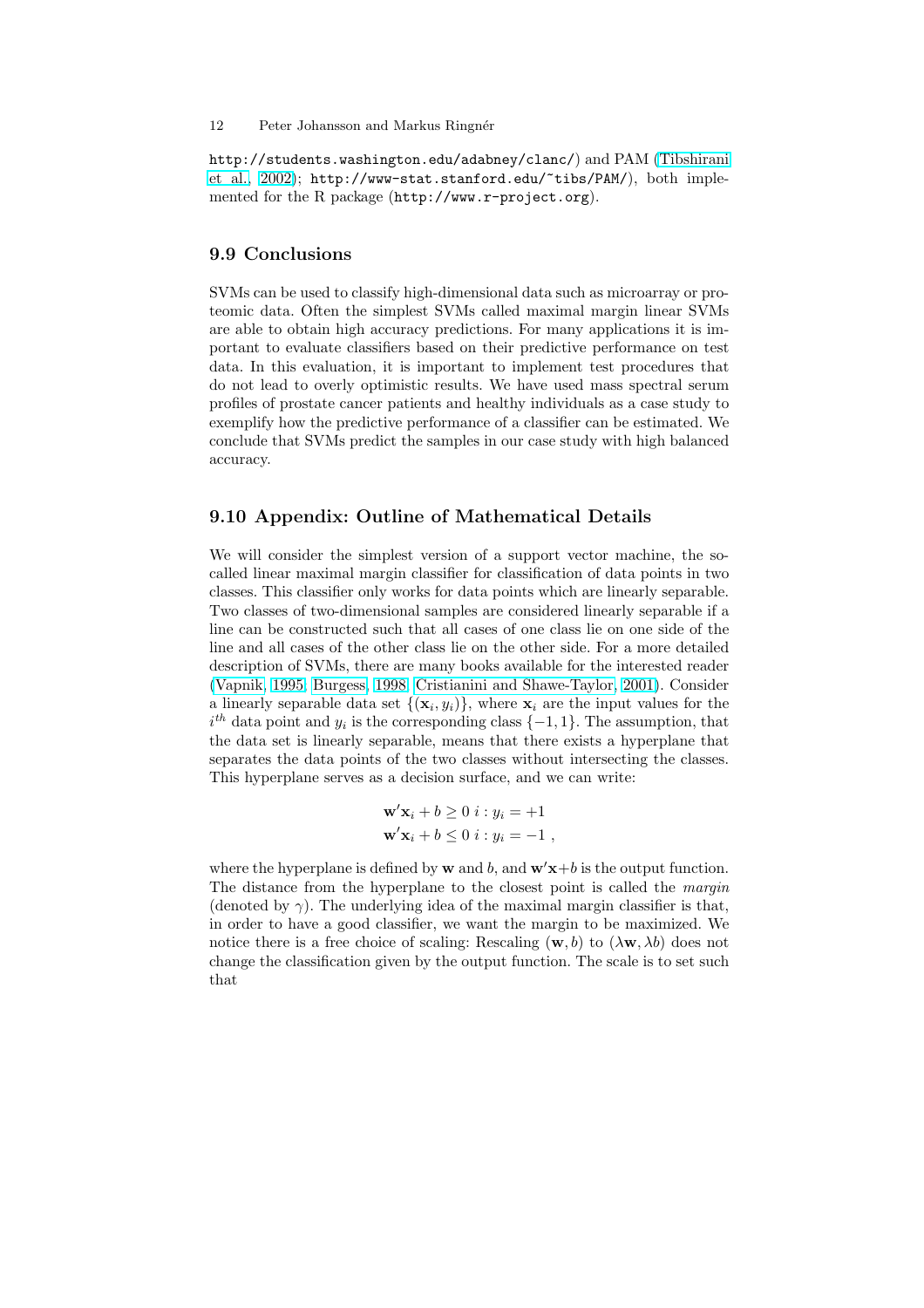http://students.washington.edu/adabney/clanc/) and PAM (Tibshirani et al., 2002); http://www-stat.stanford.edu/~tibs/PAM/), both implemented for the R package (http://www.r-project.org).

## 9.9 Conclusions

SVMs can be used to classify high-dimensional data such as microarray or proteomic data. Often the simplest SVMs called maximal margin linear SVMs are able to obtain high accuracy predictions. For many applications it is important to evaluate classifiers based on their predictive performance on test data. In this evaluation, it is important to implement test procedures that do not lead to overly optimistic results. We have used mass spectral serum profiles of prostate cancer patients and healthy individuals as a case study to exemplify how the predictive performance of a classifier can be estimated. We conclude that SVMs predict the samples in our case study with high balanced accuracy.

## 9.10 Appendix: Outline of Mathematical Details

We will consider the simplest version of a support vector machine, the so-called linear maximal margin classifier for classification of data points in two classes. This classifier only works for data points which are linearly separable. Two classes of two-dimensional samples are considered linearly separable if a line can be constructed such that all cases of one class lie on one side of the line and all cases of the other class lie on the other side. For a more detailed description of SVMs, there are many books available for the interested reader (Vapnik, 1995; Burgess, 1998; Cristianini and Shawe-Taylor, 2001). Consider a linearly separable data set $\{(\mathbf{x}_i, y_i)\}$, where $\mathbf{x}_i$ are the input values for the $i^{th}$ data point and $y_i$ is the corresponding class $\{-1, 1\}$. The assumption, that the data set is linearly separable, means that there exists a hyperplane that separates the data points of the two classes without intersecting the classes. This hyperplane serves as a decision surface, and we can write:

$$
\begin{aligned}
\mathbf{w}'\mathbf{x}_i + b \geq 0 \; i : y_i = +1 \\
\mathbf{w}'\mathbf{x}_i + b \leq 0 \; i : y_i = -1 \; ,
\end{aligned}
$$

where the hyperplane is defined by $\mathbf{w}$ and $b$, and $\mathbf{w}'\mathbf{x}+b$ is the output function. The distance from the hyperplane to the closest point is called the *margin* (denoted by $\gamma$). The underlying idea of the maximal margin classifier is that, in order to have a good classifier, we want the margin to be maximized. We notice there is a free choice of scaling: Rescaling $(\mathbf{w}, b)$ to $(\lambda\mathbf{w}, \lambda b)$ does not change the classification given by the output function. The scale is to set such that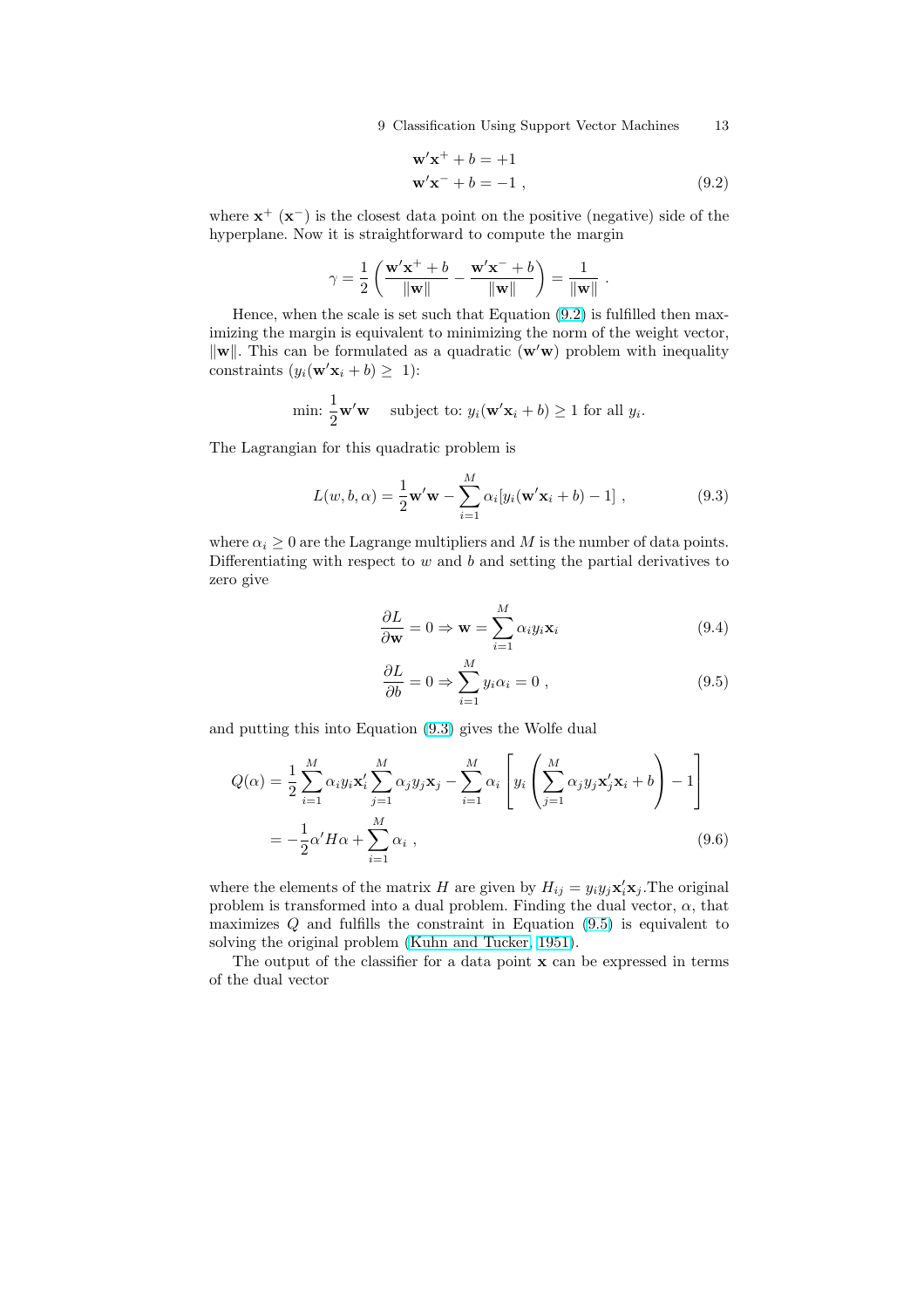$$
\begin{aligned}
\mathbf{w}'\mathbf{x}^{+} + b &= +1 \\
\mathbf{w}'\mathbf{x}^{-} + b &= -1 \ ,
\end{aligned}
\tag{9.2}
$$

where $\mathbf{x}^{+}$ ($\mathbf{x}^{-}$) is the closest data point on the positive (negative) side of the hyperplane. Now it is straightforward to compute the margin

$$
\gamma = \frac{1}{2}\left(\frac{\mathbf{w}'\mathbf{x}^{+} + b}{\|\mathbf{w}\|} - \frac{\mathbf{w}'\mathbf{x}^{-} + b}{\|\mathbf{w}\|}\right) = \frac{1}{\|\mathbf{w}\|} \ .
$$

Hence, when the scale is set such that Equation (9.2) is fulfilled then maximizing the margin is equivalent to minimizing the norm of the weight vector, $\|\mathbf{w}\|$. This can be formulated as a quadratic ($\mathbf{w}'\mathbf{w}$) problem with inequality constraints ($y_i(\mathbf{w}'\mathbf{x}_i + b) \geq 1$):

$$
\text{min: } \frac{1}{2}\mathbf{w}'\mathbf{w} \quad \text{subject to: } y_i(\mathbf{w}'\mathbf{x}_i + b) \geq 1 \text{ for all } y_i.
$$

The Lagrangian for this quadratic problem is

$$
L(w, b, \alpha) = \frac{1}{2}\mathbf{w}'\mathbf{w} - \sum_{i=1}^{M} \alpha_i [y_i(\mathbf{w}'\mathbf{x}_i + b) - 1] \ ,
\tag{9.3}
$$

where $\alpha_i \geq 0$ are the Lagrange multipliers and $M$ is the number of data points. Differentiating with respect to $w$ and $b$ and setting the partial derivatives to zero give

$$
\frac{\partial L}{\partial \mathbf{w}} = 0 \Rightarrow \mathbf{w} = \sum_{i=1}^{M} \alpha_i y_i \mathbf{x}_i
\tag{9.4}
$$

$$
\frac{\partial L}{\partial b} = 0 \Rightarrow \sum_{i=1}^{M} y_i \alpha_i = 0 \ ,
\tag{9.5}
$$

and putting this into Equation (9.3) gives the Wolfe dual

$$
\begin{aligned}
Q(\alpha) &= \frac{1}{2}\sum_{i=1}^{M} \alpha_i y_i \mathbf{x}_i' \sum_{j=1}^{M} \alpha_j y_j \mathbf{x}_j - \sum_{i=1}^{M} \alpha_i \left[ y_i \left( \sum_{j=1}^{M} \alpha_j y_j \mathbf{x}_j' \mathbf{x}_i + b \right) - 1 \right] \\
&= -\frac{1}{2}\alpha' H \alpha + \sum_{i=1}^{M} \alpha_i \ ,
\end{aligned}
\tag{9.6}
$$

where the elements of the matrix $H$ are given by $H_{ij} = y_i y_j \mathbf{x}_i' \mathbf{x}_j$.The original problem is transformed into a dual problem. Finding the dual vector, $\alpha$, that maximizes $Q$ and fulfills the constraint in Equation (9.5) is equivalent to solving the original problem (Kuhn and Tucker, 1951).

The output of the classifier for a data point $\mathbf{x}$ can be expressed in terms of the dual vector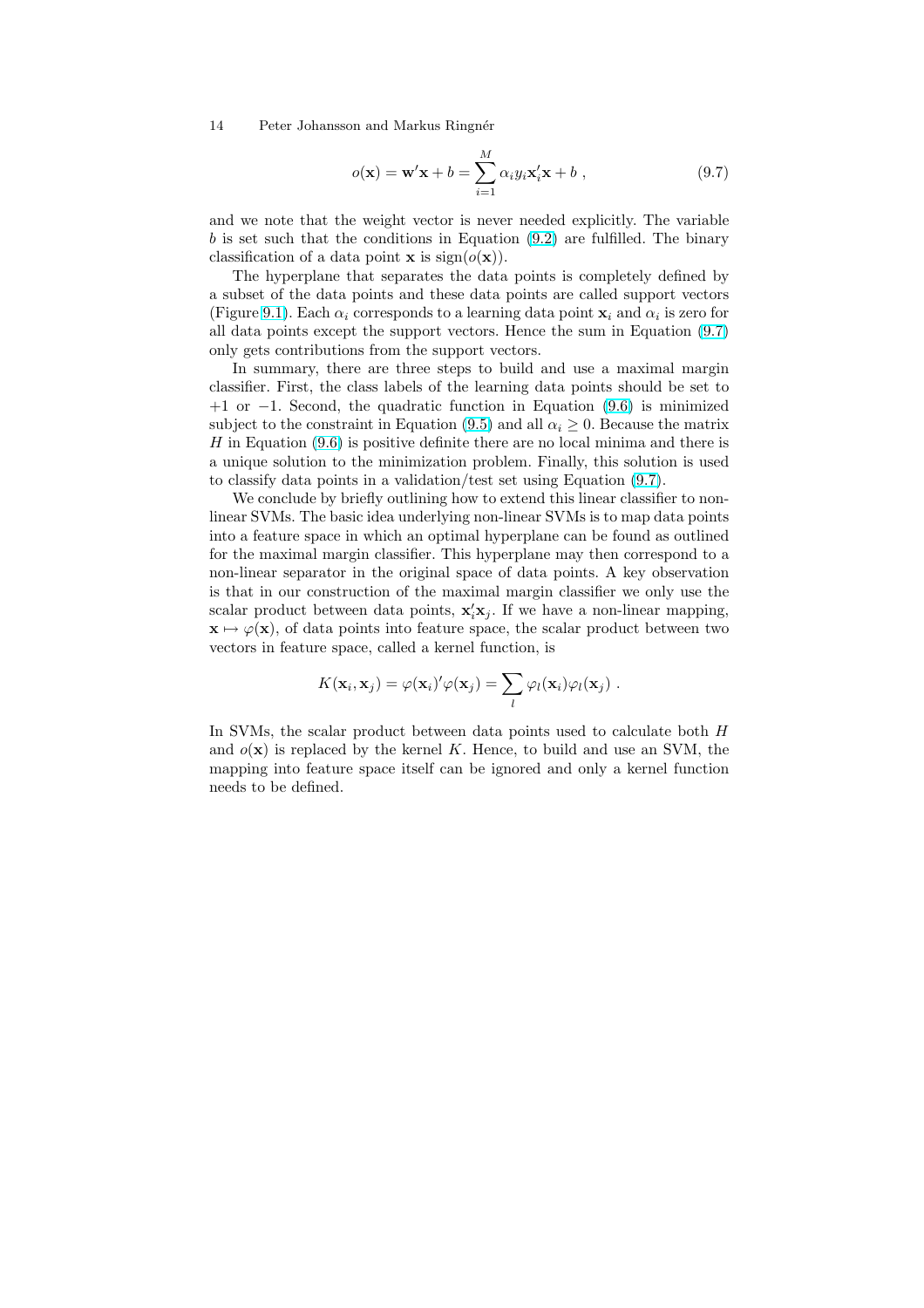$$o(\mathbf{x}) = \mathbf{w}'\mathbf{x} + b = \sum_{i=1}^{M} \alpha_i y_i \mathbf{x}_i' \mathbf{x} + b \ , \tag{9.7}$$

and we note that the weight vector is never needed explicitly. The variable $b$ is set such that the conditions in Equation (9.2) are fulfilled. The binary classification of a data point $\mathbf{x}$ is $\text{sign}(o(\mathbf{x}))$.

The hyperplane that separates the data points is completely defined by a subset of the data points and these data points are called support vectors (Figure 9.1). Each $\alpha_i$ corresponds to a learning data point $\mathbf{x}_i$ and $\alpha_i$ is zero for all data points except the support vectors. Hence the sum in Equation (9.7) only gets contributions from the support vectors.

In summary, there are three steps to build and use a maximal margin classifier. First, the class labels of the learning data points should be set to $+1$ or $-1$. Second, the quadratic function in Equation (9.6) is minimized subject to the constraint in Equation (9.5) and all $\alpha_i \geq 0$. Because the matrix $H$ in Equation (9.6) is positive definite there are no local minima and there is a unique solution to the minimization problem. Finally, this solution is used to classify data points in a validation/test set using Equation (9.7).

We conclude by briefly outlining how to extend this linear classifier to non-linear SVMs. The basic idea underlying non-linear SVMs is to map data points into a feature space in which an optimal hyperplane can be found as outlined for the maximal margin classifier. This hyperplane may then correspond to a non-linear separator in the original space of data points. A key observation is that in our construction of the maximal margin classifier we only use the scalar product between data points, $\mathbf{x}_i'\mathbf{x}_j$. If we have a non-linear mapping, $\mathbf{x} \mapsto \varphi(\mathbf{x})$, of data points into feature space, the scalar product between two vectors in feature space, called a kernel function, is

$$K(\mathbf{x}_i, \mathbf{x}_j) = \varphi(\mathbf{x}_i)'\varphi(\mathbf{x}_j) = \sum_l \varphi_l(\mathbf{x}_i)\varphi_l(\mathbf{x}_j) \ .$$

In SVMs, the scalar product between data points used to calculate both $H$ and $o(\mathbf{x})$ is replaced by the kernel $K$. Hence, to build and use an SVM, the mapping into feature space itself can be ignored and only a kernel function needs to be defined.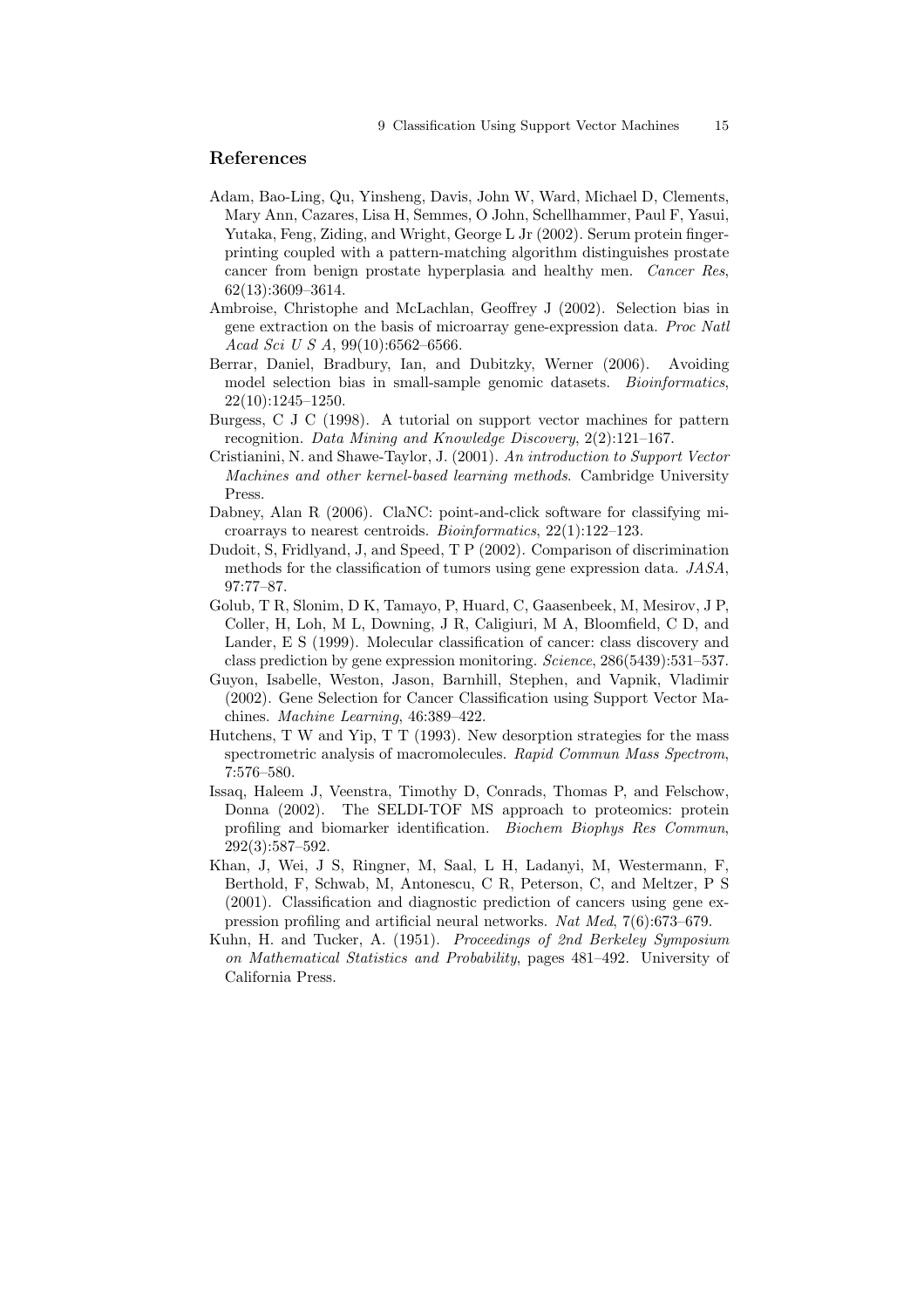## References

Adam, Bao-Ling, Qu, Yinsheng, Davis, John W, Ward, Michael D, Clements, Mary Ann, Cazares, Lisa H, Semmes, O John, Schellhammer, Paul F, Yasui, Yutaka, Feng, Ziding, and Wright, George L Jr (2002). Serum protein fingerprinting coupled with a pattern-matching algorithm distinguishes prostate cancer from benign prostate hyperplasia and healthy men. *Cancer Res*, 62(13):3609–3614.

Ambroise, Christophe and McLachlan, Geoffrey J (2002). Selection bias in gene extraction on the basis of microarray gene-expression data. *Proc Natl Acad Sci U S A*, 99(10):6562–6566.

Berrar, Daniel, Bradbury, Ian, and Dubitzky, Werner (2006). Avoiding model selection bias in small-sample genomic datasets. *Bioinformatics*, 22(10):1245–1250.

Burgess, C J C (1998). A tutorial on support vector machines for pattern recognition. *Data Mining and Knowledge Discovery*, 2(2):121–167.

Cristianini, N. and Shawe-Taylor, J. (2001). *An introduction to Support Vector Machines and other kernel-based learning methods*. Cambridge University Press.

Dabney, Alan R (2006). ClaNC: point-and-click software for classifying microarrays to nearest centroids. *Bioinformatics*, 22(1):122–123.

Dudoit, S, Fridlyand, J, and Speed, T P (2002). Comparison of discrimination methods for the classification of tumors using gene expression data. *JASA*, 97:77–87.

Golub, T R, Slonim, D K, Tamayo, P, Huard, C, Gaasenbeek, M, Mesirov, J P, Coller, H, Loh, M L, Downing, J R, Caligiuri, M A, Bloomfield, C D, and Lander, E S (1999). Molecular classification of cancer: class discovery and class prediction by gene expression monitoring. *Science*, 286(5439):531–537.

Guyon, Isabelle, Weston, Jason, Barnhill, Stephen, and Vapnik, Vladimir (2002). Gene Selection for Cancer Classification using Support Vector Machines. *Machine Learning*, 46:389–422.

Hutchens, T W and Yip, T T (1993). New desorption strategies for the mass spectrometric analysis of macromolecules. *Rapid Commun Mass Spectrom*, 7:576–580.

Issaq, Haleem J, Veenstra, Timothy D, Conrads, Thomas P, and Felschow, Donna (2002). The SELDI-TOF MS approach to proteomics: protein profiling and biomarker identification. *Biochem Biophys Res Commun*, 292(3):587–592.

Khan, J, Wei, J S, Ringner, M, Saal, L H, Ladanyi, M, Westermann, F, Berthold, F, Schwab, M, Antonescu, C R, Peterson, C, and Meltzer, P S (2001). Classification and diagnostic prediction of cancers using gene expression profiling and artificial neural networks. *Nat Med*, 7(6):673–679.

Kuhn, H. and Tucker, A. (1951). *Proceedings of 2nd Berkeley Symposium on Mathematical Statistics and Probability*, pages 481–492. University of California Press.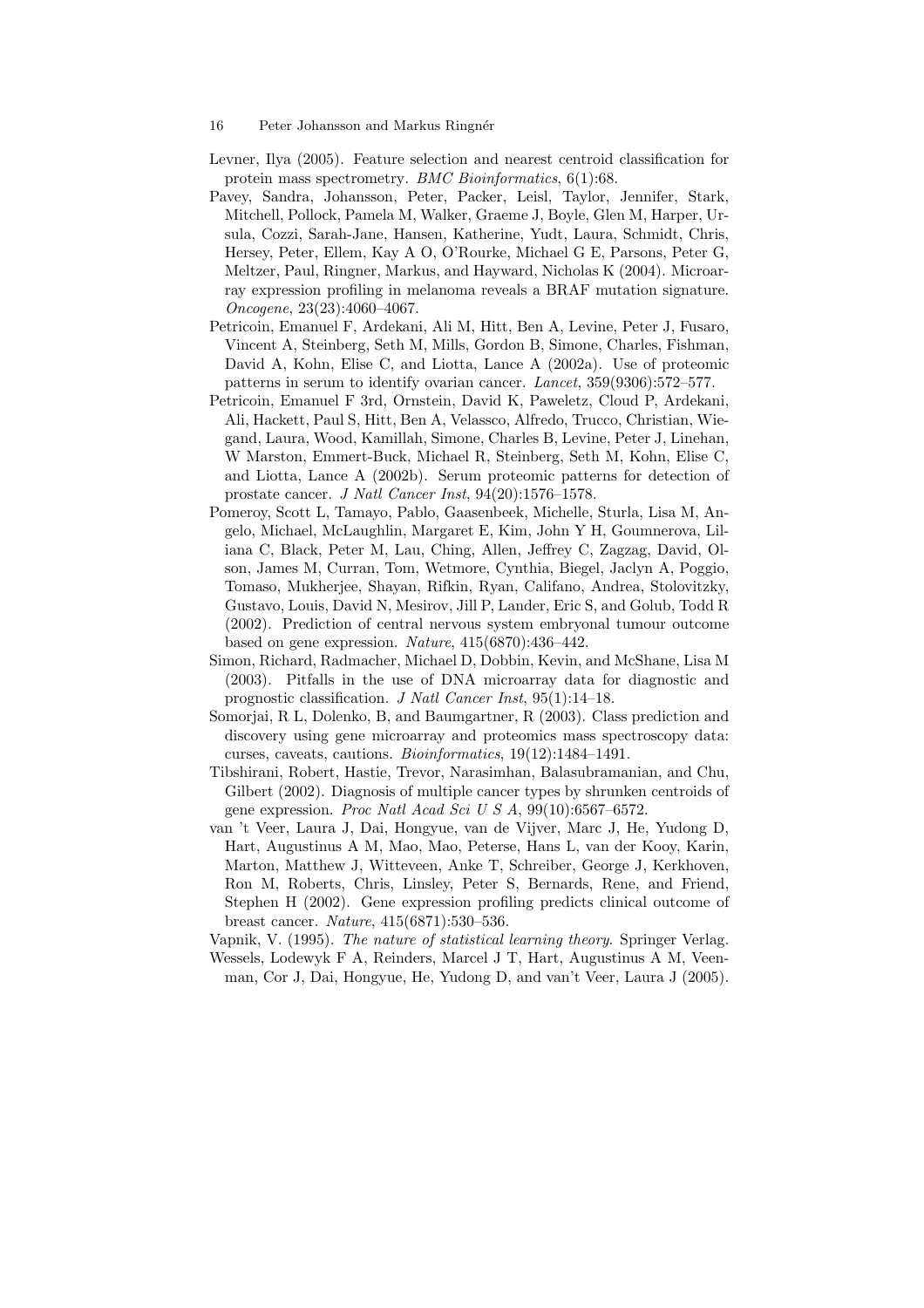Levner, Ilya (2005). Feature selection and nearest centroid classification for protein mass spectrometry. *BMC Bioinformatics*, 6(1):68.

Pavey, Sandra, Johansson, Peter, Packer, Leisl, Taylor, Jennifer, Stark, Mitchell, Pollock, Pamela M, Walker, Graeme J, Boyle, Glen M, Harper, Ursula, Cozzi, Sarah-Jane, Hansen, Katherine, Yudt, Laura, Schmidt, Chris, Hersey, Peter, Ellem, Kay A O, O'Rourke, Michael G E, Parsons, Peter G, Meltzer, Paul, Ringner, Markus, and Hayward, Nicholas K (2004). Microarray expression profiling in melanoma reveals a BRAF mutation signature. *Oncogene*, 23(23):4060–4067.

Petricoin, Emanuel F, Ardekani, Ali M, Hitt, Ben A, Levine, Peter J, Fusaro, Vincent A, Steinberg, Seth M, Mills, Gordon B, Simone, Charles, Fishman, David A, Kohn, Elise C, and Liotta, Lance A (2002a). Use of proteomic patterns in serum to identify ovarian cancer. *Lancet*, 359(9306):572–577.

Petricoin, Emanuel F 3rd, Ornstein, David K, Paweletz, Cloud P, Ardekani, Ali, Hackett, Paul S, Hitt, Ben A, Velassco, Alfredo, Trucco, Christian, Wiegand, Laura, Wood, Kamillah, Simone, Charles B, Levine, Peter J, Linehan, W Marston, Emmert-Buck, Michael R, Steinberg, Seth M, Kohn, Elise C, and Liotta, Lance A (2002b). Serum proteomic patterns for detection of prostate cancer. *J Natl Cancer Inst*, 94(20):1576–1578.

Pomeroy, Scott L, Tamayo, Pablo, Gaasenbeek, Michelle, Sturla, Lisa M, Angelo, Michael, McLaughlin, Margaret E, Kim, John Y H, Goumnerova, Liliana C, Black, Peter M, Lau, Ching, Allen, Jeffrey C, Zagzag, David, Olson, James M, Curran, Tom, Wetmore, Cynthia, Biegel, Jaclyn A, Poggio, Tomaso, Mukherjee, Shayan, Rifkin, Ryan, Califano, Andrea, Stolovitzky, Gustavo, Louis, David N, Mesirov, Jill P, Lander, Eric S, and Golub, Todd R (2002). Prediction of central nervous system embryonal tumour outcome based on gene expression. *Nature*, 415(6870):436–442.

Simon, Richard, Radmacher, Michael D, Dobbin, Kevin, and McShane, Lisa M (2003). Pitfalls in the use of DNA microarray data for diagnostic and prognostic classification. *J Natl Cancer Inst*, 95(1):14–18.

Somorjai, R L, Dolenko, B, and Baumgartner, R (2003). Class prediction and discovery using gene microarray and proteomics mass spectroscopy data: curses, caveats, cautions. *Bioinformatics*, 19(12):1484–1491.

Tibshirani, Robert, Hastie, Trevor, Narasimhan, Balasubramanian, and Chu, Gilbert (2002). Diagnosis of multiple cancer types by shrunken centroids of gene expression. *Proc Natl Acad Sci U S A*, 99(10):6567–6572.

van 't Veer, Laura J, Dai, Hongyue, van de Vijver, Marc J, He, Yudong D, Hart, Augustinus A M, Mao, Mao, Peterse, Hans L, van der Kooy, Karin, Marton, Matthew J, Witteveen, Anke T, Schreiber, George J, Kerkhoven, Ron M, Roberts, Chris, Linsley, Peter S, Bernards, Rene, and Friend, Stephen H (2002). Gene expression profiling predicts clinical outcome of breast cancer. *Nature*, 415(6871):530–536.

Vapnik, V. (1995). *The nature of statistical learning theory*. Springer Verlag.

Wessels, Lodewyk F A, Reinders, Marcel J T, Hart, Augustinus A M, Veenman, Cor J, Dai, Hongyue, He, Yudong D, and van't Veer, Laura J (2005).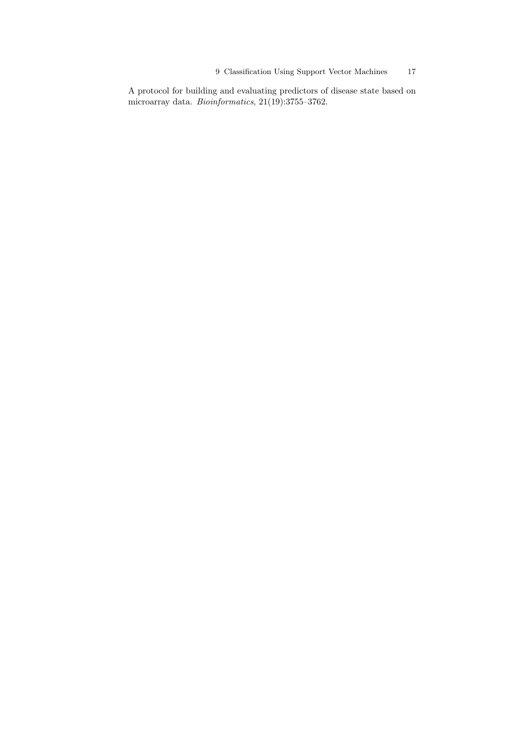A protocol for building and evaluating predictors of disease state based on microarray data. *Bioinformatics*, 21(19):3755–3762.